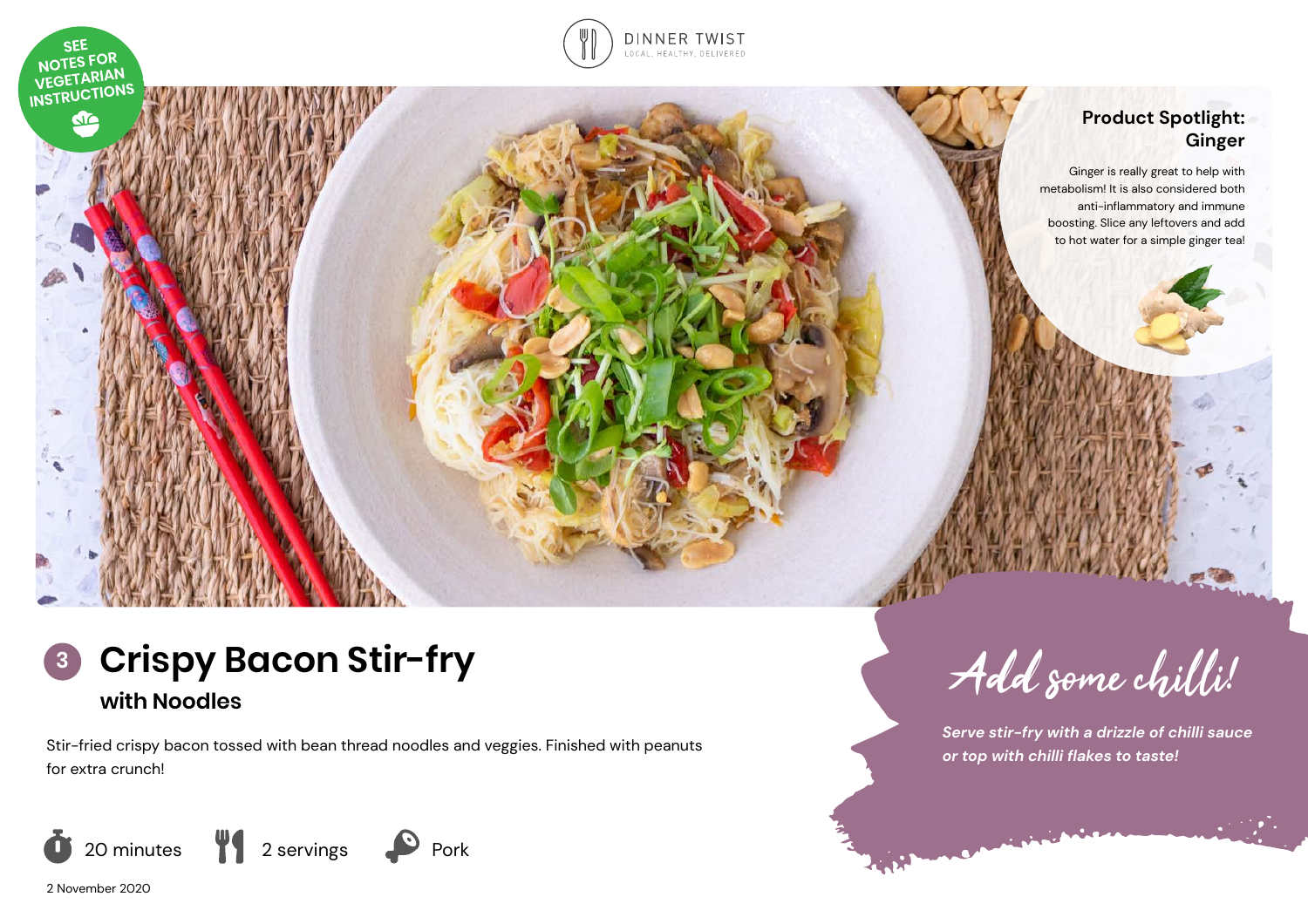SEE NOTES FOR VEGETARIAN INSTRUCTIONS

DINNER TWIST
LOCAL, HEALTHY, DELIVERED

**Product Spotlight: Ginger**

Ginger is really great to help with metabolism! It is also considered both anti-inflammatory and immune boosting. Slice any leftovers and add to hot water for a simple ginger tea!

# 3 Crispy Bacon Stir-fry

## with Noodles

Stir-fried crispy bacon tossed with bean thread noodles and veggies. Finished with peanuts for extra crunch!

20 minutes | 2 servings | Pork

2 November 2020

## Add some chilli!

*Serve stir-fry with a drizzle of chilli sauce or top with chilli flakes to taste!*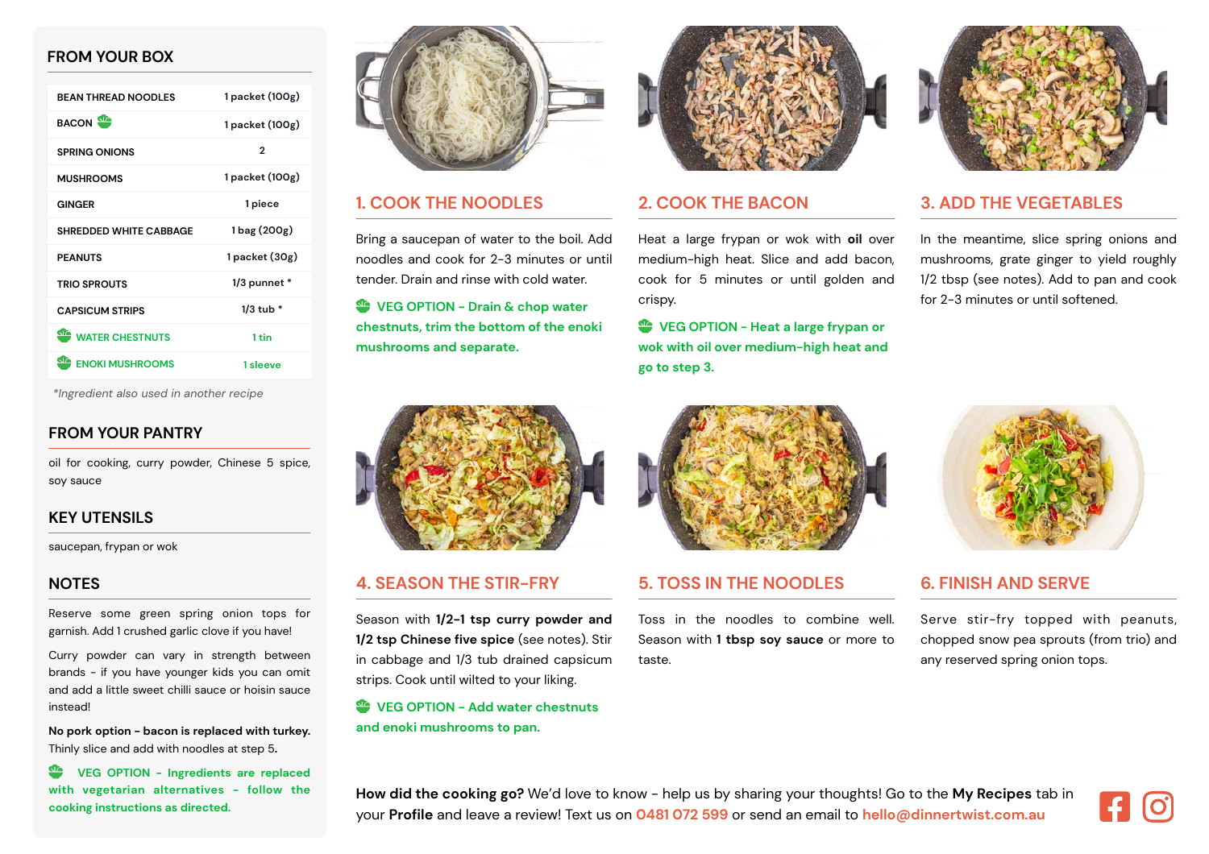## FROM YOUR BOX

| | |
|---|---|
| BEAN THREAD NOODLES | 1 packet (100g) |
| BACON | 1 packet (100g) |
| SPRING ONIONS | 2 |
| MUSHROOMS | 1 packet (100g) |
| GINGER | 1 piece |
| SHREDDED WHITE CABBAGE | 1 bag (200g) |
| PEANUTS | 1 packet (30g) |
| TRIO SPROUTS | 1/3 punnet * |
| CAPSICUM STRIPS | 1/3 tub * |
| WATER CHESTNUTS | 1 tin |
| ENOKI MUSHROOMS | 1 sleeve |

*Ingredient also used in another recipe*

## FROM YOUR PANTRY

oil for cooking, curry powder, Chinese 5 spice, soy sauce

## KEY UTENSILS

saucepan, frypan or wok

## NOTES

Reserve some green spring onion tops for garnish. Add 1 crushed garlic clove if you have!

Curry powder can vary in strength between brands - if you have younger kids you can omit and add a little sweet chilli sauce or hoisin sauce instead!

**No pork option - bacon is replaced with turkey.** Thinly slice and add with noodles at step 5.

**VEG OPTION - Ingredients are replaced with vegetarian alternatives - follow the cooking instructions as directed.**

## 1. COOK THE NOODLES

Bring a saucepan of water to the boil. Add noodles and cook for 2-3 minutes or until tender. Drain and rinse with cold water.

**VEG OPTION - Drain & chop water chestnuts, trim the bottom of the enoki mushrooms and separate.**

## 2. COOK THE BACON

Heat a large frypan or wok with **oil** over medium-high heat. Slice and add bacon, cook for 5 minutes or until golden and crispy.

**VEG OPTION - Heat a large frypan or wok with oil over medium-high heat and go to step 3.**

## 3. ADD THE VEGETABLES

In the meantime, slice spring onions and mushrooms, grate ginger to yield roughly 1/2 tbsp (see notes). Add to pan and cook for 2-3 minutes or until softened.

## 4. SEASON THE STIR-FRY

Season with **1/2-1 tsp curry powder and 1/2 tsp Chinese five spice** (see notes). Stir in cabbage and 1/3 tub drained capsicum strips. Cook until wilted to your liking.

**VEG OPTION - Add water chestnuts and enoki mushrooms to pan.**

## 5. TOSS IN THE NOODLES

Toss in the noodles to combine well. Season with **1 tbsp soy sauce** or more to taste.

## 6. FINISH AND SERVE

Serve stir-fry topped with peanuts, chopped snow pea sprouts (from trio) and any reserved spring onion tops.

**How did the cooking go?** We'd love to know - help us by sharing your thoughts! Go to the **My Recipes** tab in your **Profile** and leave a review! Text us on 0481 072 599 or send an email to hello@dinnertwist.com.au